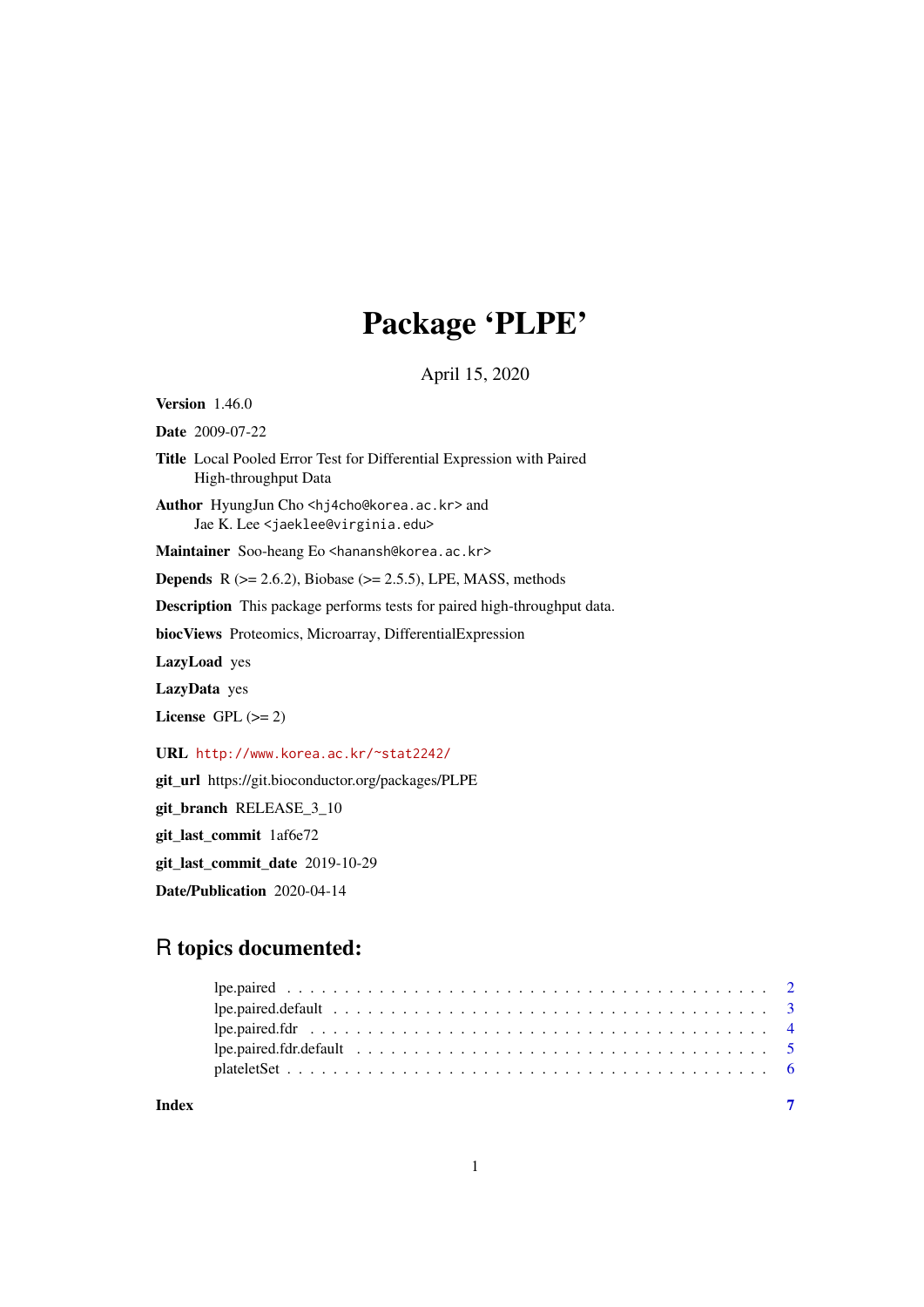# Package 'PLPE'

April 15, 2020

**Version** 1.46.0

**Date** 2009-07-22

**Title** Local Pooled Error Test for Differential Expression with Paired High-throughput Data

**Author** HyungJun Cho <hj4cho@korea.ac.kr> and Jae K. Lee <jaeklee@virginia.edu>

**Maintainer** Soo-heang Eo <hanansh@korea.ac.kr>

**Depends** R (>= 2.6.2), Biobase (>= 2.5.5), LPE, MASS, methods

**Description** This package performs tests for paired high-throughput data.

**biocViews** Proteomics, Microarray, DifferentialExpression

**LazyLoad** yes

**LazyData** yes

**License** GPL (>= 2)

**URL** http://www.korea.ac.kr/~stat2242/

**git_url** https://git.bioconductor.org/packages/PLPE

**git_branch** RELEASE_3_10

**git_last_commit** 1af6e72

**git_last_commit_date** 2019-10-29

**Date/Publication** 2020-04-14

## R topics documented:

- lpe.paired . . . . . . . . . . . . . . . . . . . . . . . . . . . . . . . . . . . . . . . . . . 2
- lpe.paired.default . . . . . . . . . . . . . . . . . . . . . . . . . . . . . . . . . . . . . 3
- lpe.paired.fdr . . . . . . . . . . . . . . . . . . . . . . . . . . . . . . . . . . . . . . . 4
- lpe.paired.fdr.default . . . . . . . . . . . . . . . . . . . . . . . . . . . . . . . . . . 5
- plateletSet . . . . . . . . . . . . . . . . . . . . . . . . . . . . . . . . . . . . . . . . . 6

**Index** 7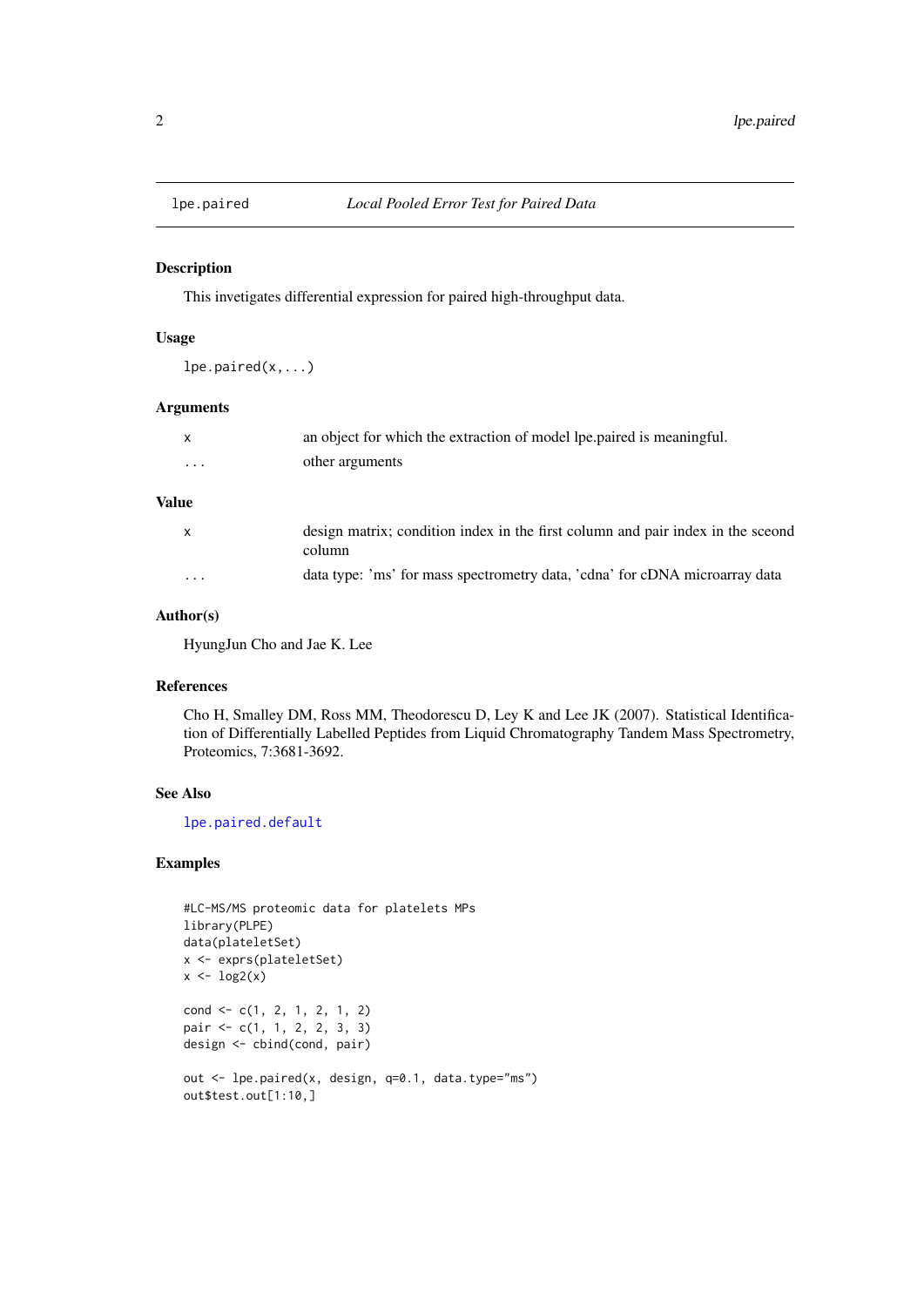lpe.paired — *Local Pooled Error Test for Paired Data*

## Description

This invetigates differential expression for paired high-throughput data.

## Usage

```
lpe.paired(x,...)
```

## Arguments

| | |
|---|---|
| x | an object for which the extraction of model lpe.paired is meaningful. |
| ... | other arguments |

## Value

| | |
|---|---|
| x | design matrix; condition index in the first column and pair index in the sceond column |
| ... | data type: 'ms' for mass spectrometry data, 'cdna' for cDNA microarray data |

## Author(s)

HyungJun Cho and Jae K. Lee

## References

Cho H, Smalley DM, Ross MM, Theodorescu D, Ley K and Lee JK (2007). Statistical Identification of Differentially Labelled Peptides from Liquid Chromatography Tandem Mass Spectrometry, Proteomics, 7:3681-3692.

## See Also

lpe.paired.default

## Examples

```
#LC-MS/MS proteomic data for platelets MPs
library(PLPE)
data(plateletSet)
x <- exprs(plateletSet)
x <- log2(x)

cond <- c(1, 2, 1, 2, 1, 2)
pair <- c(1, 1, 2, 2, 3, 3)
design <- cbind(cond, pair)

out <- lpe.paired(x, design, q=0.1, data.type="ms")
out$test.out[1:10,]
```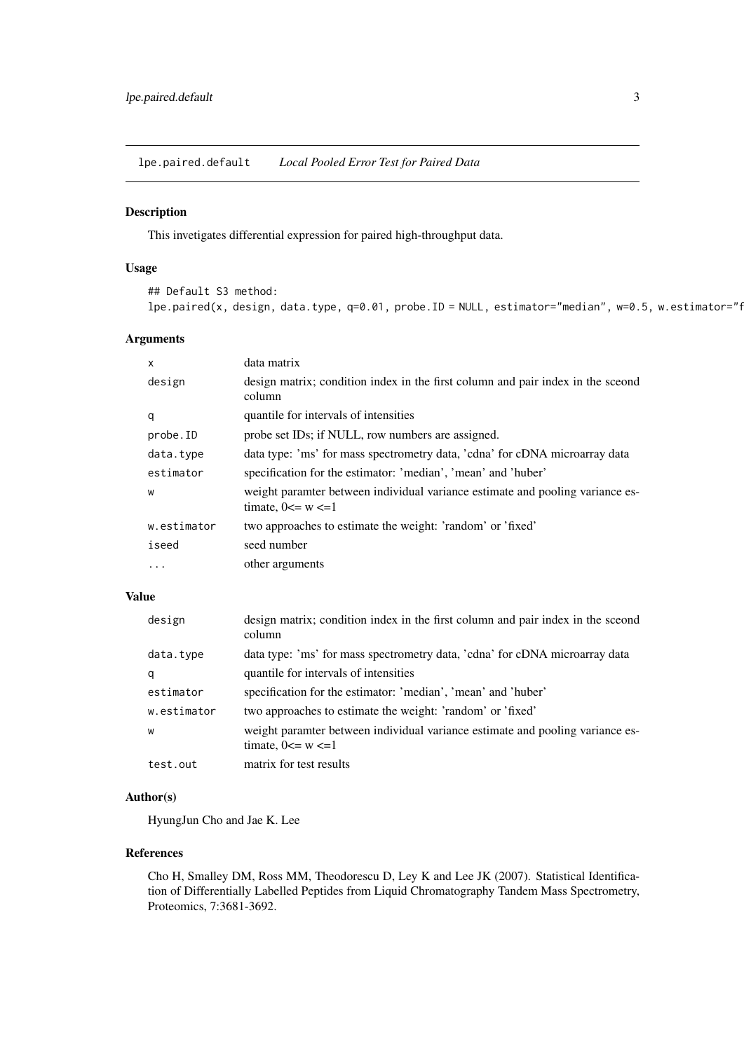lpe.paired.default *Local Pooled Error Test for Paired Data*

## Description

This invetigates differential expression for paired high-throughput data.

## Usage

```
## Default S3 method:
lpe.paired(x, design, data.type, q=0.01, probe.ID = NULL, estimator="median", w=0.5, w.estimator="f
```

## Arguments

| | |
|---|---|
| x | data matrix |
| design | design matrix; condition index in the first column and pair index in the sceond column |
| q | quantile for intervals of intensities |
| probe.ID | probe set IDs; if NULL, row numbers are assigned. |
| data.type | data type: 'ms' for mass spectrometry data, 'cdna' for cDNA microarray data |
| estimator | specification for the estimator: 'median', 'mean' and 'huber' |
| w | weight paramter between individual variance estimate and pooling variance estimate, 0<= w <=1 |
| w.estimator | two approaches to estimate the weight: 'random' or 'fixed' |
| iseed | seed number |
| ... | other arguments |

## Value

| | |
|---|---|
| design | design matrix; condition index in the first column and pair index in the sceond column |
| data.type | data type: 'ms' for mass spectrometry data, 'cdna' for cDNA microarray data |
| q | quantile for intervals of intensities |
| estimator | specification for the estimator: 'median', 'mean' and 'huber' |
| w.estimator | two approaches to estimate the weight: 'random' or 'fixed' |
| w | weight paramter between individual variance estimate and pooling variance estimate, 0<= w <=1 |
| test.out | matrix for test results |

## Author(s)

HyungJun Cho and Jae K. Lee

## References

Cho H, Smalley DM, Ross MM, Theodorescu D, Ley K and Lee JK (2007). Statistical Identification of Differentially Labelled Peptides from Liquid Chromatography Tandem Mass Spectrometry, Proteomics, 7:3681-3692.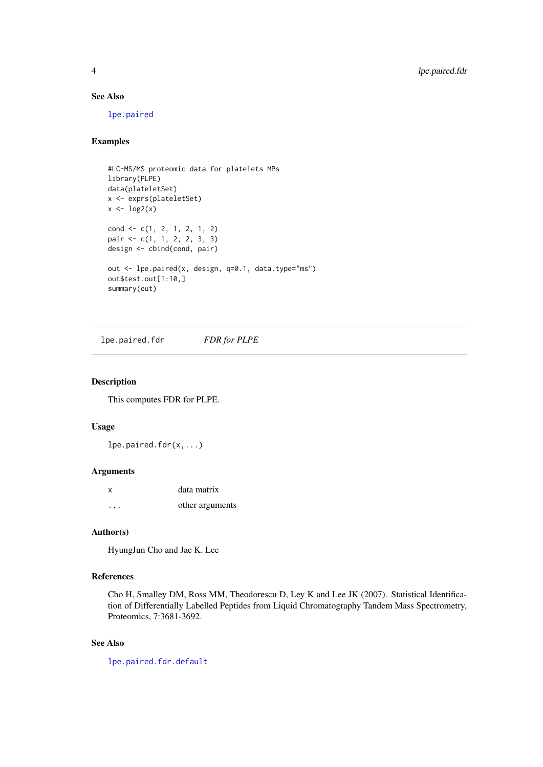### See Also

lpe.paired

### Examples

```
#LC-MS/MS proteomic data for platelets MPs
library(PLPE)
data(plateletSet)
x <- exprs(plateletSet)
x <- log2(x)

cond <- c(1, 2, 1, 2, 1, 2)
pair <- c(1, 1, 2, 2, 3, 3)
design <- cbind(cond, pair)

out <- lpe.paired(x, design, q=0.1, data.type="ms")
out$test.out[1:10,]
summary(out)
```

---

## lpe.paired.fdr *FDR for PLPE*

### Description

This computes FDR for PLPE.

### Usage

```
lpe.paired.fdr(x,...)
```

### Arguments

| | |
|---|---|
| x | data matrix |
| ... | other arguments |

### Author(s)

HyungJun Cho and Jae K. Lee

### References

Cho H, Smalley DM, Ross MM, Theodorescu D, Ley K and Lee JK (2007). Statistical Identification of Differentially Labelled Peptides from Liquid Chromatography Tandem Mass Spectrometry, Proteomics, 7:3681-3692.

### See Also

lpe.paired.fdr.default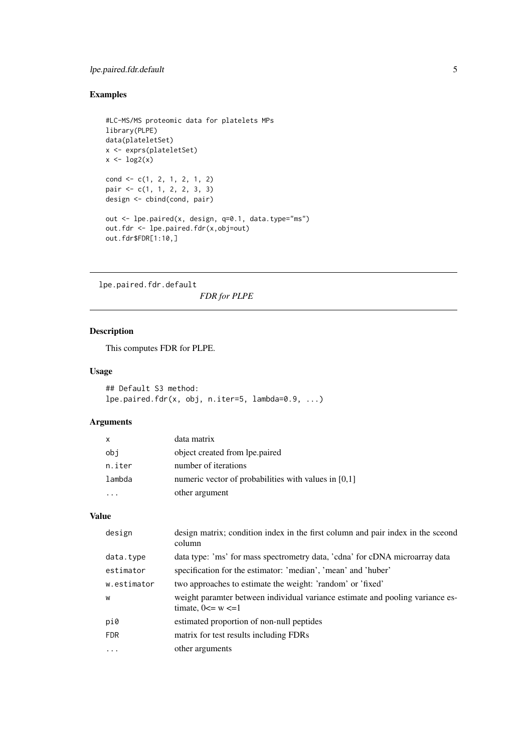### Examples

```
#LC-MS/MS proteomic data for platelets MPs
library(PLPE)
data(plateletSet)
x <- exprs(plateletSet)
x <- log2(x)

cond <- c(1, 2, 1, 2, 1, 2)
pair <- c(1, 1, 2, 2, 3, 3)
design <- cbind(cond, pair)

out <- lpe.paired(x, design, q=0.1, data.type="ms")
out.fdr <- lpe.paired.fdr(x,obj=out)
out.fdr$FDR[1:10,]
```

---

## lpe.paired.fdr.default *FDR for PLPE*

---

### Description

This computes FDR for PLPE.

### Usage

```
## Default S3 method:
lpe.paired.fdr(x, obj, n.iter=5, lambda=0.9, ...)
```

### Arguments

| | |
|---|---|
| x | data matrix |
| obj | object created from lpe.paired |
| n.iter | number of iterations |
| lambda | numeric vector of probabilities with values in [0,1] |
| ... | other argument |

### Value

| | |
|---|---|
| design | design matrix; condition index in the first column and pair index in the sceond column |
| data.type | data type: 'ms' for mass spectrometry data, 'cdna' for cDNA microarray data |
| estimator | specification for the estimator: 'median', 'mean' and 'huber' |
| w.estimator | two approaches to estimate the weight: 'random' or 'fixed' |
| w | weight paramter between individual variance estimate and pooling variance estimate, $0 <= w <= 1$ |
| pi0 | estimated proportion of non-null peptides |
| FDR | matrix for test results including FDRs |
| ... | other arguments |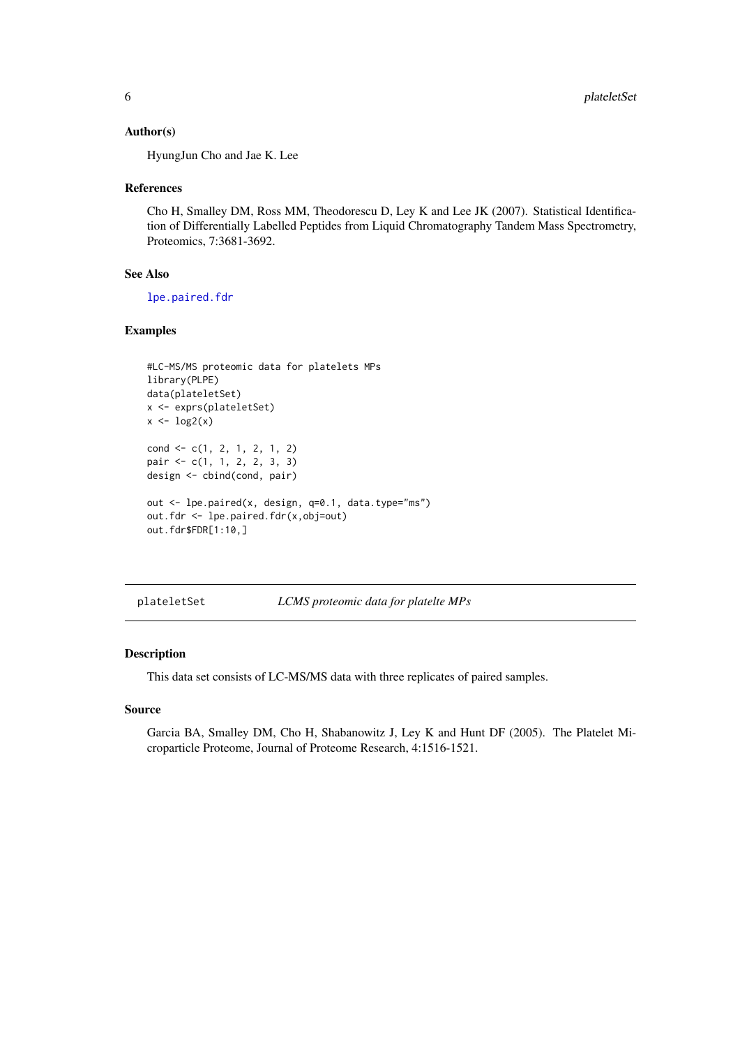### Author(s)

HyungJun Cho and Jae K. Lee

### References

Cho H, Smalley DM, Ross MM, Theodorescu D, Ley K and Lee JK (2007). Statistical Identification of Differentially Labelled Peptides from Liquid Chromatography Tandem Mass Spectrometry, Proteomics, 7:3681-3692.

### See Also

lpe.paired.fdr

### Examples

```
#LC-MS/MS proteomic data for platelets MPs
library(PLPE)
data(plateletSet)
x <- exprs(plateletSet)
x <- log2(x)

cond <- c(1, 2, 1, 2, 1, 2)
pair <- c(1, 1, 2, 2, 3, 3)
design <- cbind(cond, pair)

out <- lpe.paired(x, design, q=0.1, data.type="ms")
out.fdr <- lpe.paired.fdr(x,obj=out)
out.fdr$FDR[1:10,]
```

---

## plateletSet — *LCMS proteomic data for platelte MPs*

### Description

This data set consists of LC-MS/MS data with three replicates of paired samples.

### Source

Garcia BA, Smalley DM, Cho H, Shabanowitz J, Ley K and Hunt DF (2005). The Platelet Microparticle Proteome, Journal of Proteome Research, 4:1516-1521.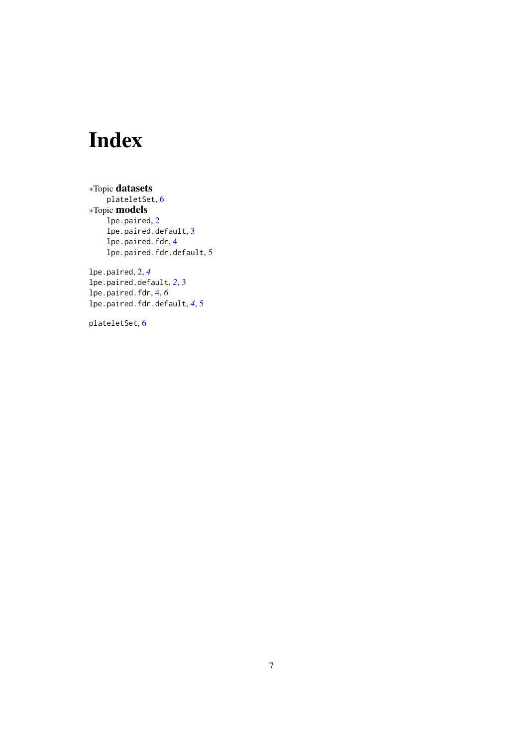# Index

*Topic **datasets**
    plateletSet, 6
*Topic **models**
    lpe.paired, 2
    lpe.paired.default, 3
    lpe.paired.fdr, 4
    lpe.paired.fdr.default, 5

lpe.paired, 2, *4*
lpe.paired.default, *2*, 3
lpe.paired.fdr, 4, *6*
lpe.paired.fdr.default, *4*, 5

plateletSet, 6